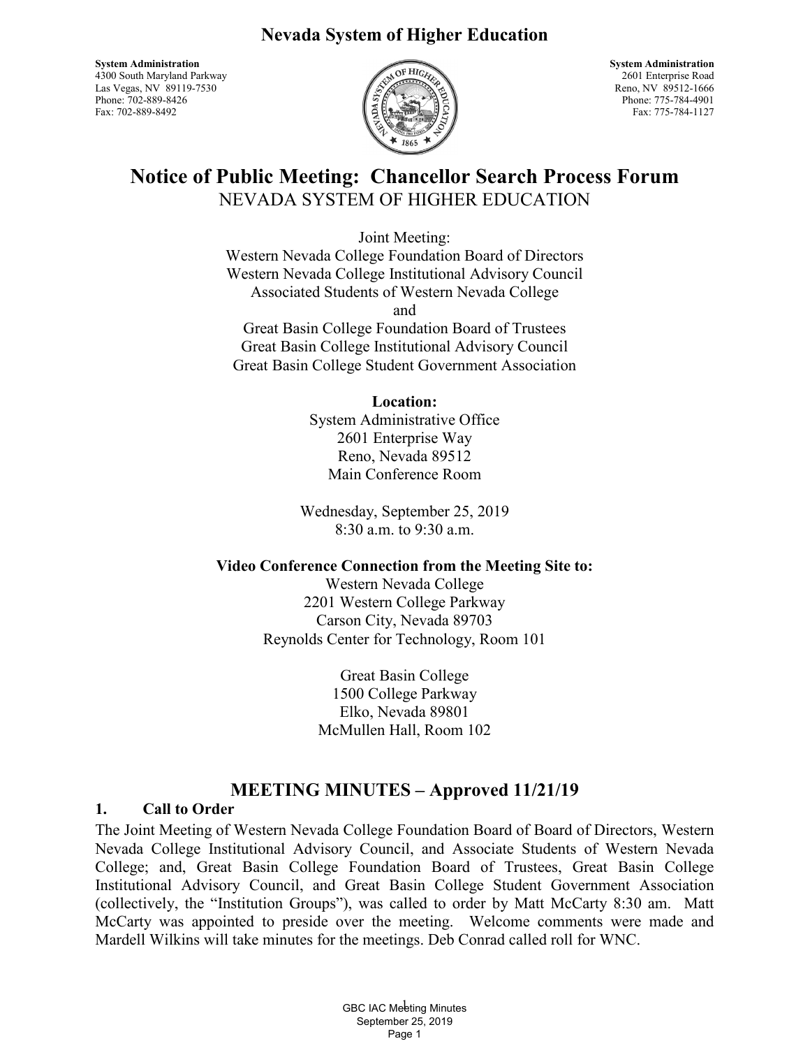# Nevada System of Higher Education

**System Administration**
4300 South Maryland Parkway
Las Vegas, NV 89119-7530
Phone: 702-889-8426
Fax: 702-889-8492

**System Administration**
2601 Enterprise Road
Reno, NV 89512-1666
Phone: 775-784-4901
Fax: 775-784-1127

# Notice of Public Meeting: Chancellor Search Process Forum

NEVADA SYSTEM OF HIGHER EDUCATION

Joint Meeting:
Western Nevada College Foundation Board of Directors
Western Nevada College Institutional Advisory Council
Associated Students of Western Nevada College
and
Great Basin College Foundation Board of Trustees
Great Basin College Institutional Advisory Council
Great Basin College Student Government Association

**Location:**
System Administrative Office
2601 Enterprise Way
Reno, Nevada 89512
Main Conference Room

Wednesday, September 25, 2019
8:30 a.m. to 9:30 a.m.

**Video Conference Connection from the Meeting Site to:**
Western Nevada College
2201 Western College Parkway
Carson City, Nevada 89703
Reynolds Center for Technology, Room 101

Great Basin College
1500 College Parkway
Elko, Nevada 89801
McMullen Hall, Room 102

## MEETING MINUTES – Approved 11/21/19

### 1. Call to Order

The Joint Meeting of Western Nevada College Foundation Board of Board of Directors, Western Nevada College Institutional Advisory Council, and Associate Students of Western Nevada College; and, Great Basin College Foundation Board of Trustees, Great Basin College Institutional Advisory Council, and Great Basin College Student Government Association (collectively, the "Institution Groups"), was called to order by Matt McCarty 8:30 am. Matt McCarty was appointed to preside over the meeting. Welcome comments were made and Mardell Wilkins will take minutes for the meetings. Deb Conrad called roll for WNC.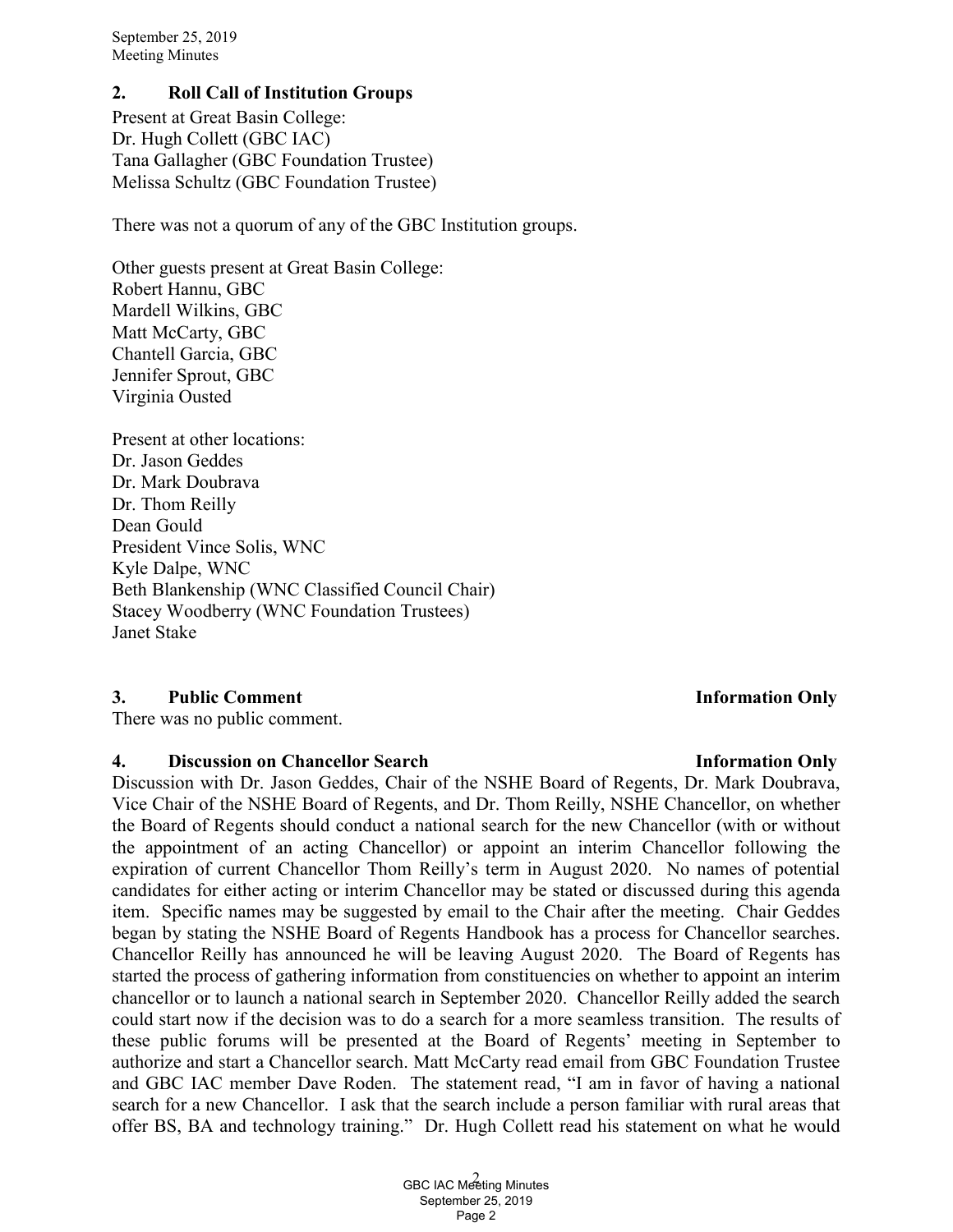## 2. Roll Call of Institution Groups

Present at Great Basin College:
Dr. Hugh Collett (GBC IAC)
Tana Gallagher (GBC Foundation Trustee)
Melissa Schultz (GBC Foundation Trustee)

There was not a quorum of any of the GBC Institution groups.

Other guests present at Great Basin College:
Robert Hannu, GBC
Mardell Wilkins, GBC
Matt McCarty, GBC
Chantell Garcia, GBC
Jennifer Sprout, GBC
Virginia Ousted

Present at other locations:
Dr. Jason Geddes
Dr. Mark Doubrava
Dr. Thom Reilly
Dean Gould
President Vince Solis, WNC
Kyle Dalpe, WNC
Beth Blankenship (WNC Classified Council Chair)
Stacey Woodberry (WNC Foundation Trustees)
Janet Stake

## 3. Public Comment — Information Only

There was no public comment.

## 4. Discussion on Chancellor Search — Information Only

Discussion with Dr. Jason Geddes, Chair of the NSHE Board of Regents, Dr. Mark Doubrava, Vice Chair of the NSHE Board of Regents, and Dr. Thom Reilly, NSHE Chancellor, on whether the Board of Regents should conduct a national search for the new Chancellor (with or without the appointment of an acting Chancellor) or appoint an interim Chancellor following the expiration of current Chancellor Thom Reilly's term in August 2020. No names of potential candidates for either acting or interim Chancellor may be stated or discussed during this agenda item. Specific names may be suggested by email to the Chair after the meeting. Chair Geddes began by stating the NSHE Board of Regents Handbook has a process for Chancellor searches. Chancellor Reilly has announced he will be leaving August 2020. The Board of Regents has started the process of gathering information from constituencies on whether to appoint an interim chancellor or to launch a national search in September 2020. Chancellor Reilly added the search could start now if the decision was to do a search for a more seamless transition. The results of these public forums will be presented at the Board of Regents' meeting in September to authorize and start a Chancellor search. Matt McCarty read email from GBC Foundation Trustee and GBC IAC member Dave Roden. The statement read, "I am in favor of having a national search for a new Chancellor. I ask that the search include a person familiar with rural areas that offer BS, BA and technology training." Dr. Hugh Collett read his statement on what he would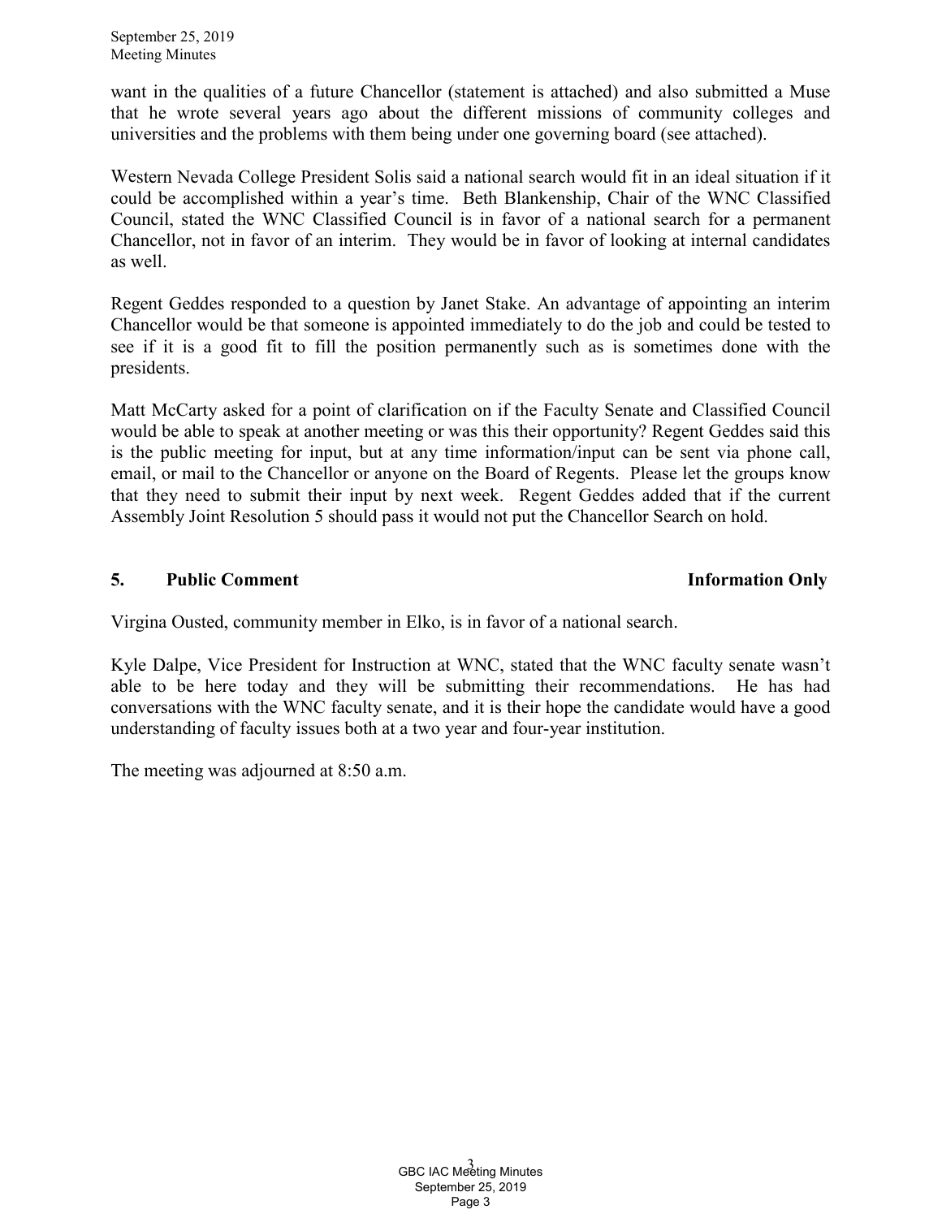want in the qualities of a future Chancellor (statement is attached) and also submitted a Muse that he wrote several years ago about the different missions of community colleges and universities and the problems with them being under one governing board (see attached).

Western Nevada College President Solis said a national search would fit in an ideal situation if it could be accomplished within a year's time. Beth Blankenship, Chair of the WNC Classified Council, stated the WNC Classified Council is in favor of a national search for a permanent Chancellor, not in favor of an interim. They would be in favor of looking at internal candidates as well.

Regent Geddes responded to a question by Janet Stake. An advantage of appointing an interim Chancellor would be that someone is appointed immediately to do the job and could be tested to see if it is a good fit to fill the position permanently such as is sometimes done with the presidents.

Matt McCarty asked for a point of clarification on if the Faculty Senate and Classified Council would be able to speak at another meeting or was this their opportunity? Regent Geddes said this is the public meeting for input, but at any time information/input can be sent via phone call, email, or mail to the Chancellor or anyone on the Board of Regents. Please let the groups know that they need to submit their input by next week. Regent Geddes added that if the current Assembly Joint Resolution 5 should pass it would not put the Chancellor Search on hold.

## 5. Public Comment — Information Only

Virgina Ousted, community member in Elko, is in favor of a national search.

Kyle Dalpe, Vice President for Instruction at WNC, stated that the WNC faculty senate wasn't able to be here today and they will be submitting their recommendations. He has had conversations with the WNC faculty senate, and it is their hope the candidate would have a good understanding of faculty issues both at a two year and four-year institution.

The meeting was adjourned at 8:50 a.m.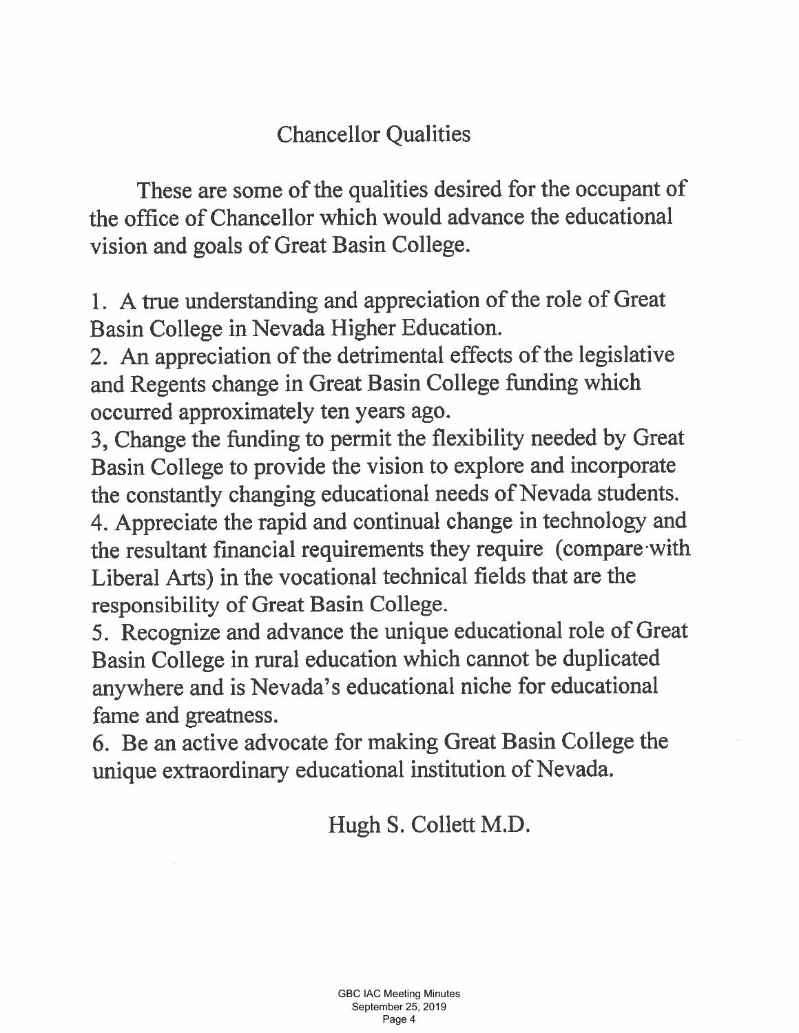# Chancellor Qualities

These are some of the qualities desired for the occupant of the office of Chancellor which would advance the educational vision and goals of Great Basin College.

1. A true understanding and appreciation of the role of Great Basin College in Nevada Higher Education.
2. An appreciation of the detrimental effects of the legislative and Regents change in Great Basin College funding which occurred approximately ten years ago.
3, Change the funding to permit the flexibility needed by Great Basin College to provide the vision to explore and incorporate the constantly changing educational needs of Nevada students.
4. Appreciate the rapid and continual change in technology and the resultant financial requirements they require (compare with Liberal Arts) in the vocational technical fields that are the responsibility of Great Basin College.
5. Recognize and advance the unique educational role of Great Basin College in rural education which cannot be duplicated anywhere and is Nevada's educational niche for educational fame and greatness.
6. Be an active advocate for making Great Basin College the unique extraordinary educational institution of Nevada.

Hugh S. Collett M.D.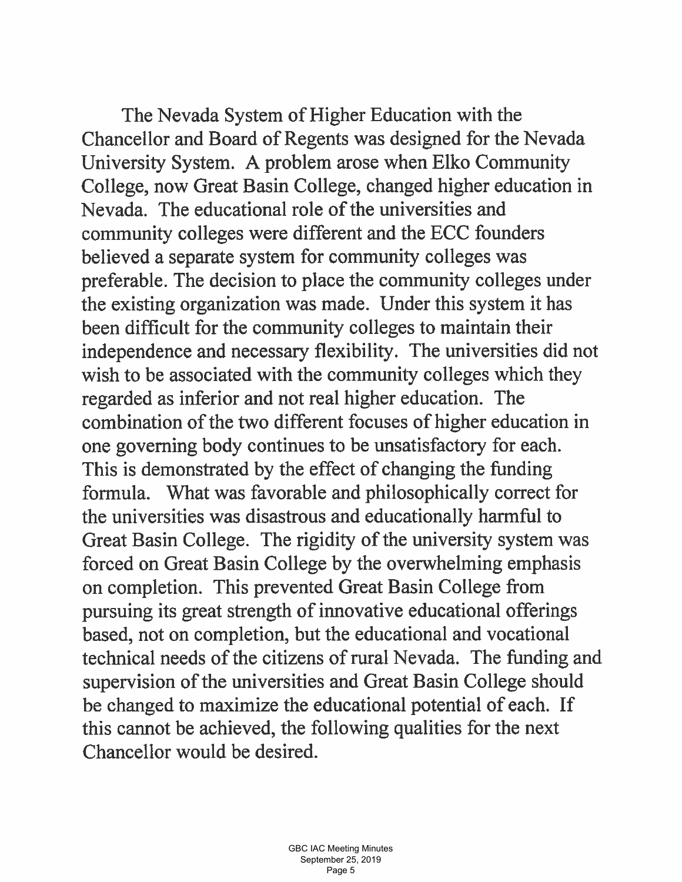The Nevada System of Higher Education with the Chancellor and Board of Regents was designed for the Nevada University System. A problem arose when Elko Community College, now Great Basin College, changed higher education in Nevada. The educational role of the universities and community colleges were different and the ECC founders believed a separate system for community colleges was preferable. The decision to place the community colleges under the existing organization was made. Under this system it has been difficult for the community colleges to maintain their independence and necessary flexibility. The universities did not wish to be associated with the community colleges which they regarded as inferior and not real higher education. The combination of the two different focuses of higher education in one governing body continues to be unsatisfactory for each. This is demonstrated by the effect of changing the funding formula. What was favorable and philosophically correct for the universities was disastrous and educationally harmful to Great Basin College. The rigidity of the university system was forced on Great Basin College by the overwhelming emphasis on completion. This prevented Great Basin College from pursuing its great strength of innovative educational offerings based, not on completion, but the educational and vocational technical needs of the citizens of rural Nevada. The funding and supervision of the universities and Great Basin College should be changed to maximize the educational potential of each. If this cannot be achieved, the following qualities for the next Chancellor would be desired.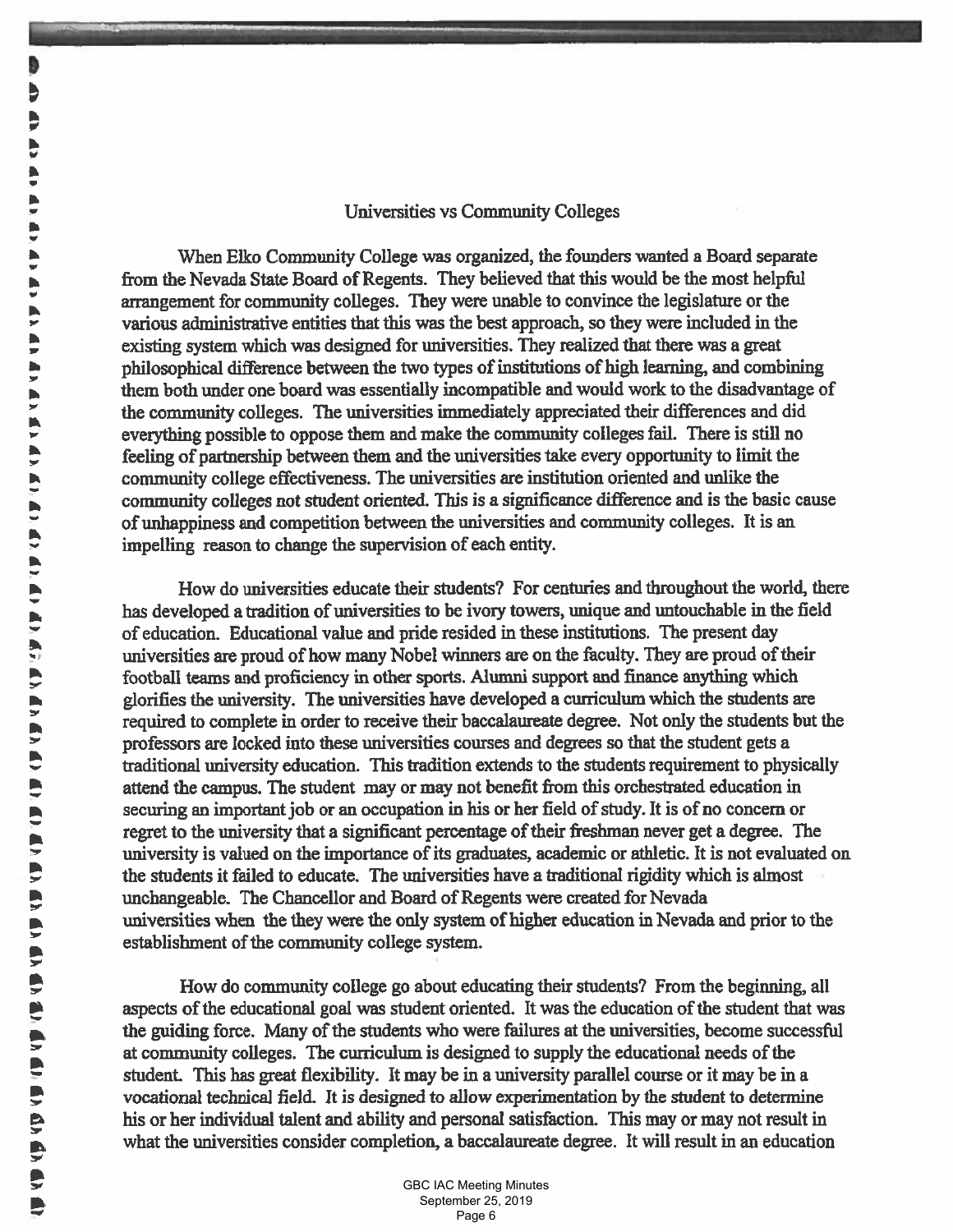## Universities vs Community Colleges

When Elko Community College was organized, the founders wanted a Board separate from the Nevada State Board of Regents. They believed that this would be the most helpful arrangement for community colleges. They were unable to convince the legislature or the various administrative entities that this was the best approach, so they were included in the existing system which was designed for universities. They realized that there was a great philosophical difference between the two types of institutions of high learning, and combining them both under one board was essentially incompatible and would work to the disadvantage of the community colleges. The universities immediately appreciated their differences and did everything possible to oppose them and make the community colleges fail. There is still no feeling of partnership between them and the universities take every opportunity to limit the community college effectiveness. The universities are institution oriented and unlike the community colleges not student oriented. This is a significance difference and is the basic cause of unhappiness and competition between the universities and community colleges. It is an impelling reason to change the supervision of each entity.

How do universities educate their students? For centuries and throughout the world, there has developed a tradition of universities to be ivory towers, unique and untouchable in the field of education. Educational value and pride resided in these institutions. The present day universities are proud of how many Nobel winners are on the faculty. They are proud of their football teams and proficiency in other sports. Alumni support and finance anything which glorifies the university. The universities have developed a curriculum which the students are required to complete in order to receive their baccalaureate degree. Not only the students but the professors are locked into these universities courses and degrees so that the student gets a traditional university education. This tradition extends to the students requirement to physically attend the campus. The student may or may not benefit from this orchestrated education in securing an important job or an occupation in his or her field of study. It is of no concern or regret to the university that a significant percentage of their freshman never get a degree. The university is valued on the importance of its graduates, academic or athletic. It is not evaluated on the students it failed to educate. The universities have a traditional rigidity which is almost unchangeable. The Chancellor and Board of Regents were created for Nevada universities when the they were the only system of higher education in Nevada and prior to the establishment of the community college system.

How do community college go about educating their students? From the beginning, all aspects of the educational goal was student oriented. It was the education of the student that was the guiding force. Many of the students who were failures at the universities, become successful at community colleges. The curriculum is designed to supply the educational needs of the student. This has great flexibility. It may be in a university parallel course or it may be in a vocational technical field. It is designed to allow experimentation by the student to determine his or her individual talent and ability and personal satisfaction. This may or may not result in what the universities consider completion, a baccalaureate degree. It will result in an education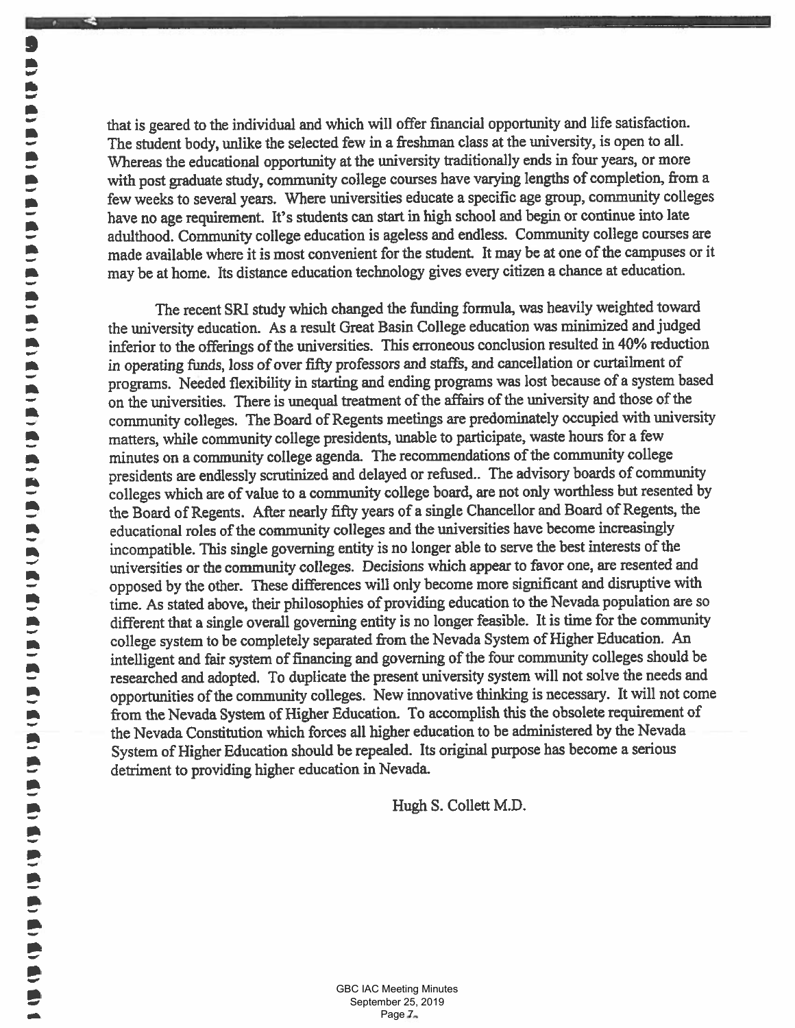that is geared to the individual and which will offer financial opportunity and life satisfaction. The student body, unlike the selected few in a freshman class at the university, is open to all. Whereas the educational opportunity at the university traditionally ends in four years, or more with post graduate study, community college courses have varying lengths of completion, from a few weeks to several years. Where universities educate a specific age group, community colleges have no age requirement. It's students can start in high school and begin or continue into late adulthood. Community college education is ageless and endless. Community college courses are made available where it is most convenient for the student. It may be at one of the campuses or it may be at home. Its distance education technology gives every citizen a chance at education.

The recent SRI study which changed the funding formula, was heavily weighted toward the university education. As a result Great Basin College education was minimized and judged inferior to the offerings of the universities. This erroneous conclusion resulted in 40% reduction in operating funds, loss of over fifty professors and staffs, and cancellation or curtailment of programs. Needed flexibility in starting and ending programs was lost because of a system based on the universities. There is unequal treatment of the affairs of the university and those of the community colleges. The Board of Regents meetings are predominately occupied with university matters, while community college presidents, unable to participate, waste hours for a few minutes on a community college agenda. The recommendations of the community college presidents are endlessly scrutinized and delayed or refused.. The advisory boards of community colleges which are of value to a community college board, are not only worthless but resented by the Board of Regents. After nearly fifty years of a single Chancellor and Board of Regents, the educational roles of the community colleges and the universities have become increasingly incompatible. This single governing entity is no longer able to serve the best interests of the universities or the community colleges. Decisions which appear to favor one, are resented and opposed by the other. These differences will only become more significant and disruptive with time. As stated above, their philosophies of providing education to the Nevada population are so different that a single overall governing entity is no longer feasible. It is time for the community college system to be completely separated from the Nevada System of Higher Education. An intelligent and fair system of financing and governing of the four community colleges should be researched and adopted. To duplicate the present university system will not solve the needs and opportunities of the community colleges. New innovative thinking is necessary. It will not come from the Nevada System of Higher Education. To accomplish this the obsolete requirement of the Nevada Constitution which forces all higher education to be administered by the Nevada System of Higher Education should be repealed. Its original purpose has become a serious detriment to providing higher education in Nevada.

Hugh S. Collett M.D.